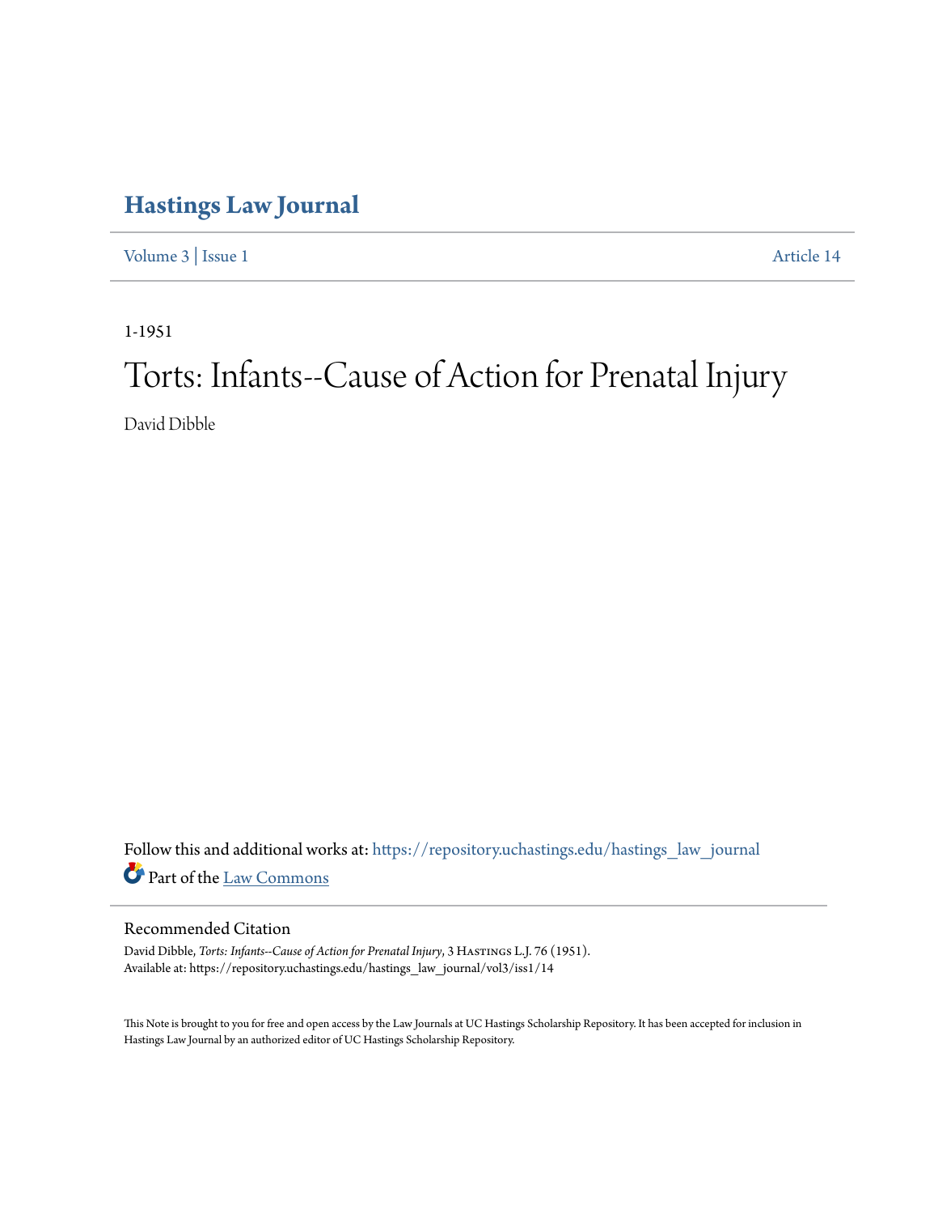# Hastings Law Journal

Volume 3 | Issue 1 Article 14

1-1951

# Torts: Infants--Cause of Action for Prenatal Injury

David Dibble

Follow this and additional works at: https://repository.uchastings.edu/hastings_law_journal

Part of the Law Commons

## Recommended Citation

David Dibble, *Torts: Infants--Cause of Action for Prenatal Injury*, 3 Hastings L.J. 76 (1951).
Available at: https://repository.uchastings.edu/hastings_law_journal/vol3/iss1/14

This Note is brought to you for free and open access by the Law Journals at UC Hastings Scholarship Repository. It has been accepted for inclusion in Hastings Law Journal by an authorized editor of UC Hastings Scholarship Repository.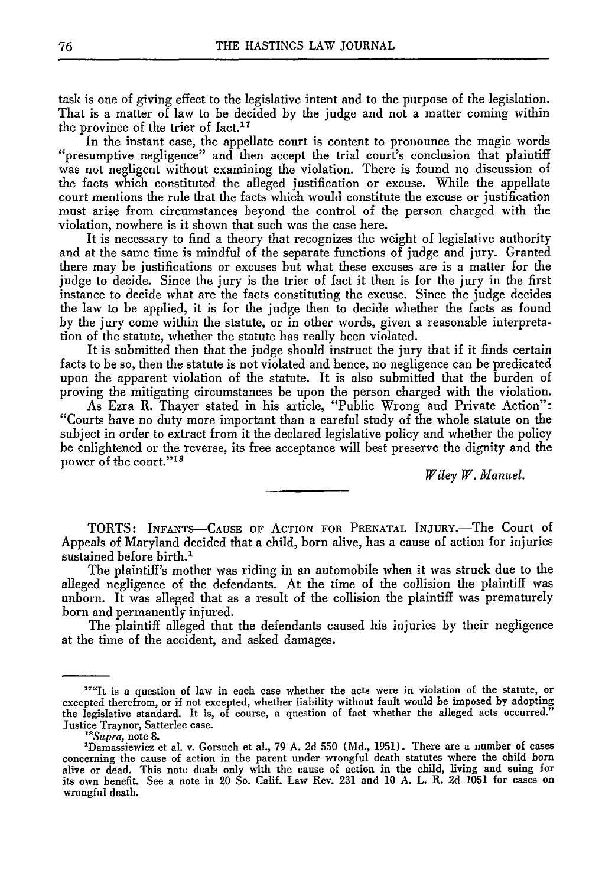task is one of giving effect to the legislative intent and to the purpose of the legislation. That is a matter of law to be decided by the judge and not a matter coming within the province of the trier of fact.[17]

In the instant case, the appellate court is content to pronounce the magic words "presumptive negligence" and then accept the trial court's conclusion that plaintiff was not negligent without examining the violation. There is found no discussion of the facts which constituted the alleged justification or excuse. While the appellate court mentions the rule that the facts which would constitute the excuse or justification must arise from circumstances beyond the control of the person charged with the violation, nowhere is it shown that such was the case here.

It is necessary to find a theory that recognizes the weight of legislative authority and at the same time is mindful of the separate functions of judge and jury. Granted there may be justifications or excuses but what these excuses are is a matter for the judge to decide. Since the jury is the trier of fact it then is for the jury in the first instance to decide what are the facts constituting the excuse. Since the judge decides the law to be applied, it is for the judge then to decide whether the facts as found by the jury come within the statute, or in other words, given a reasonable interpretation of the statute, whether the statute has really been violated.

It is submitted then that the judge should instruct the jury that if it finds certain facts to be so, then the statute is not violated and hence, no negligence can be predicated upon the apparent violation of the statute. It is also submitted that the burden of proving the mitigating circumstances be upon the person charged with the violation.

As Ezra R. Thayer stated in his article, "Public Wrong and Private Action": "Courts have no duty more important than a careful study of the whole statute on the subject in order to extract from it the declared legislative policy and whether the policy be enlightened or the reverse, its free acceptance will best preserve the dignity and the power of the court."[18]

*Wiley W. Manuel.*

---

TORTS: INFANTS—CAUSE OF ACTION FOR PRENATAL INJURY.—The Court of Appeals of Maryland decided that a child, born alive, has a cause of action for injuries sustained before birth.[1]

The plaintiff's mother was riding in an automobile when it was struck due to the alleged negligence of the defendants. At the time of the collision the plaintiff was unborn. It was alleged that as a result of the collision the plaintiff was prematurely born and permanently injured.

The plaintiff alleged that the defendants caused his injuries by their negligence at the time of the accident, and asked damages.

---

[17] "It is a question of law in each case whether the acts were in violation of the statute, or excepted therefrom, or if not excepted, whether liability without fault would be imposed by adopting the legislative standard. It is, of course, a question of fact whether the alleged acts occurred." Justice Traynor, Satterlee case.

[18] *Supra*, note 8.

[1] Damassiewicz et al. v. Gorsuch et al., 79 A. 2d 550 (Md., 1951). There are a number of cases concerning the cause of action in the parent under wrongful death statutes where the child born alive or dead. This note deals only with the cause of action in the child, living and suing for its own benefit. See a note in 20 So. Calif. Law Rev. 231 and 10 A. L. R. 2d 1051 for cases on wrongful death.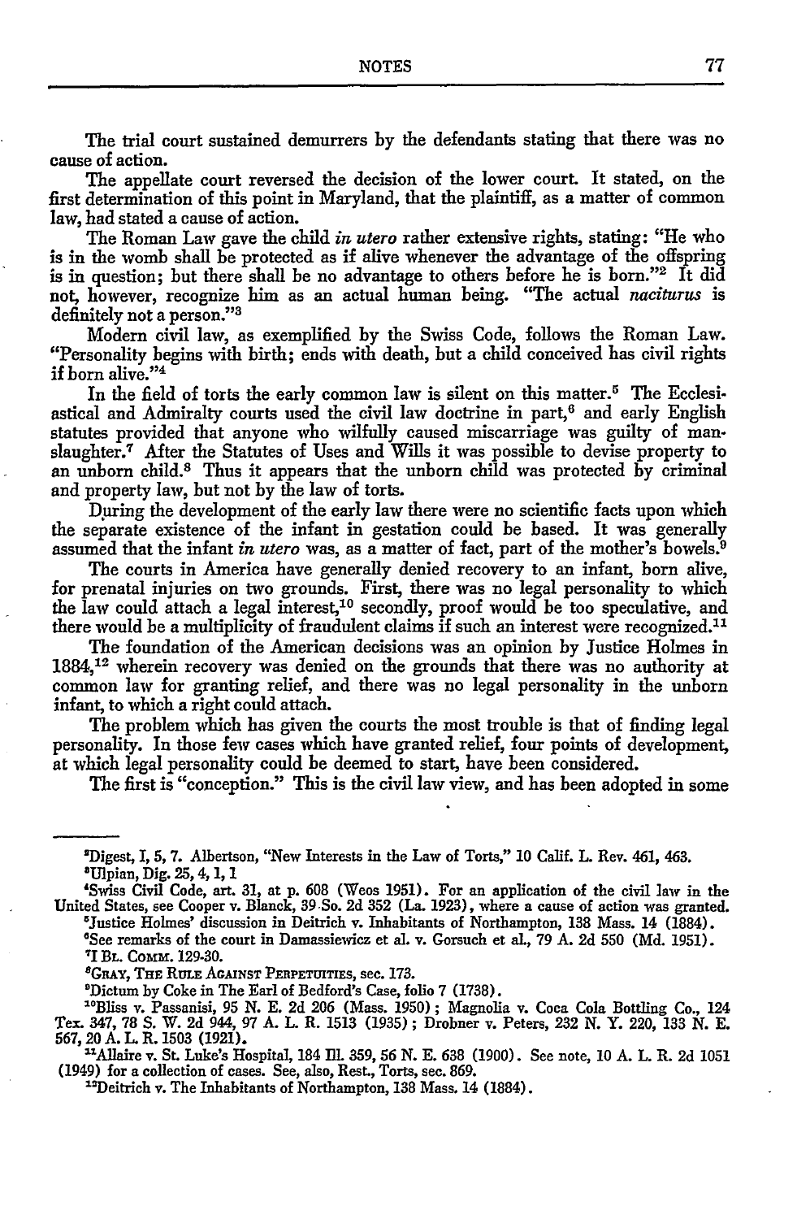The trial court sustained demurrers by the defendants stating that there was no cause of action.

The appellate court reversed the decision of the lower court. It stated, on the first determination of this point in Maryland, that the plaintiff, as a matter of common law, had stated a cause of action.

The Roman Law gave the child *in utero* rather extensive rights, stating: "He who is in the womb shall be protected as if alive whenever the advantage of the offspring is in question; but there shall be no advantage to others before he is born."[2] It did not, however, recognize him as an actual human being. "The actual *nacturus* is definitely not a person."[3]

Modern civil law, as exemplified by the Swiss Code, follows the Roman Law. "Personality begins with birth; ends with death, but a child conceived has civil rights if born alive."[4]

In the field of torts the early common law is silent on this matter.[5] The Ecclesiastical and Admiralty courts used the civil law doctrine in part,[6] and early English statutes provided that anyone who wilfully caused miscarriage was guilty of manslaughter.[7] After the Statutes of Uses and Wills it was possible to devise property to an unborn child.[8] Thus it appears that the unborn child was protected by criminal and property law, but not by the law of torts.

During the development of the early law there were no scientific facts upon which the separate existence of the infant in gestation could be based. It was generally assumed that the infant *in utero* was, as a matter of fact, part of the mother's bowels.[9]

The courts in America have generally denied recovery to an infant, born alive, for prenatal injuries on two grounds. First, there was no legal personality to which the law could attach a legal interest,[10] secondly, proof would be too speculative, and there would be a multiplicity of fraudulent claims if such an interest were recognized.[11]

The foundation of the American decisions was an opinion by Justice Holmes in 1884,[12] wherein recovery was denied on the grounds that there was no authority at common law for granting relief, and there was no legal personality in the unborn infant, to which a right could attach.

The problem which has given the courts the most trouble is that of finding legal personality. In those few cases which have granted relief, four points of development, at which legal personality could be deemed to start, have been considered.

The first is "conception." This is the civil law view, and has been adopted in some

---

[2] Digest, I, 5, 7. Albertson, "New Interests in the Law of Torts," 10 Calif. L. Rev. 461, 463.

[3] Ulpian, Dig. 25, 4, 1, 1

[4] Swiss Civil Code, art. 31, at p. 608 (Weos 1951). For an application of the civil law in the United States, see Cooper v. Blanck, 39 So. 2d 352 (La. 1923), where a cause of action was granted.

[5] Justice Holmes' discussion in Deitrich v. Inhabitants of Northampton, 138 Mass. 14 (1884).

[6] See remarks of the court in Damassiewicz et al. v. Gorsuch et al., 79 A. 2d 550 (Md. 1951).

[7] I Bl. Comm. 129-30.

[8] Gray, The Rule Against Perpetuities, sec. 173.

[9] Dictum by Coke in The Earl of Bedford's Case, folio 7 (1738).

[10] Bliss v. Passanisi, 95 N. E. 2d 206 (Mass. 1950); Magnolia v. Coca Cola Bottling Co., 124 Tex. 347, 78 S. W. 2d 944, 97 A. L. R. 1513 (1935); Drobner v. Peters, 232 N. Y. 220, 133 N. E. 567, 20 A. L. R. 1503 (1921).

[11] Allaire v. St. Luke's Hospital, 184 Ill. 359, 56 N. E. 638 (1900). See note, 10 A. L. R. 2d 1051 (1949) for a collection of cases. See, also, Rest., Torts, sec. 869.

[12] Deitrich v. The Inhabitants of Northampton, 138 Mass. 14 (1884).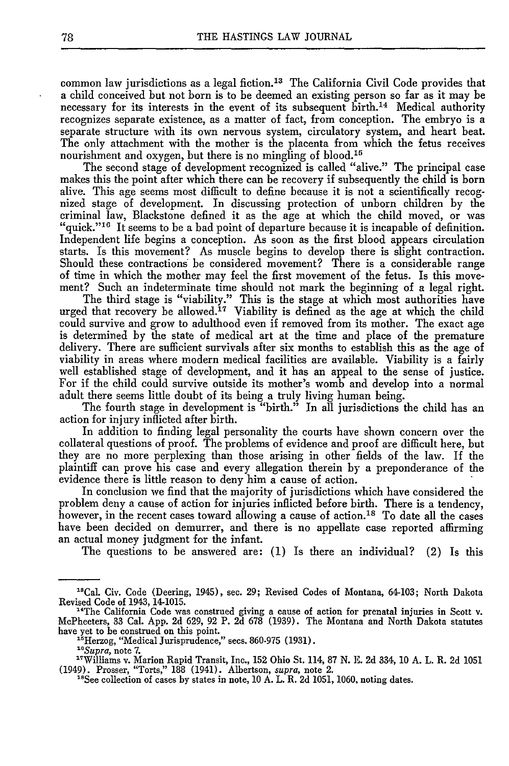common law jurisdictions as a legal fiction.[13] The California Civil Code provides that a child conceived but not born is to be deemed an existing person so far as it may be necessary for its interests in the event of its subsequent birth.[14] Medical authority recognizes separate existence, as a matter of fact, from conception. The embryo is a separate structure with its own nervous system, circulatory system, and heart beat. The only attachment with the mother is the placenta from which the fetus receives nourishment and oxygen, but there is no mingling of blood.[15]

The second stage of development recognized is called "alive." The principal case makes this the point after which there can be recovery if subsequently the child is born alive. This age seems most difficult to define because it is not a scientifically recognized stage of development. In discussing protection of unborn children by the criminal law, Blackstone defined it as the age at which the child moved, or was "quick."[16] It seems to be a bad point of departure because it is incapable of definition. Independent life begins a conception. As soon as the first blood appears circulation starts. Is this movement? As muscle begins to develop there is slight contraction. Should these contractions be considered movement? There is a considerable range of time in which the mother may feel the first movement of the fetus. Is this movement? Such an indeterminate time should not mark the beginning of a legal right.

The third stage is "viability." This is the stage at which most authorities have urged that recovery be allowed.[17] Viability is defined as the age at which the child could survive and grow to adulthood even if removed from its mother. The exact age is determined by the state of medical art at the time and place of the premature delivery. There are sufficient survivals after six months to establish this as the age of viability in areas where modern medical facilities are available. Viability is a fairly well established stage of development, and it has an appeal to the sense of justice. For if the child could survive outside its mother's womb and develop into a normal adult there seems little doubt of its being a truly living human being.

The fourth stage in development is "birth." In all jurisdictions the child has an action for injury inflicted after birth.

In addition to finding legal personality the courts have shown concern over the collateral questions of proof. The problems of evidence and proof are difficult here, but they are no more perplexing than those arising in other fields of the law. If the plaintiff can prove his case and every allegation therein by a preponderance of the evidence there is little reason to deny him a cause of action.

In conclusion we find that the majority of jurisdictions which have considered the problem deny a cause of action for injuries inflicted before birth. There is a tendency, however, in the recent cases toward allowing a cause of action.[18] To date all the cases have been decided on demurrer, and there is no appellate case reported affirming an actual money judgment for the infant.

The questions to be answered are: (1) Is there an individual? (2) Is this

---

[13]Cal. Civ. Code (Deering, 1945), sec. 29; Revised Codes of Montana, 64-103; North Dakota Revised Code of 1943, 14-1015.

[14]The California Code was construed giving a cause of action for prenatal injuries in Scott v. McPheeters, 33 Cal. App. 2d 629, 92 P. 2d 678 (1939). The Montana and North Dakota statutes have yet to be construed on this point.

[15]Herzog, "Medical Jurisprudence," secs. 860-975 (1931).

[16]*Supra*, note 7.

[17]Williams v. Marion Rapid Transit, Inc., 152 Ohio St. 114, 87 N. E. 2d 334, 10 A. L. R. 2d 1051 (1949). Prosser, "Torts," 188 (1941). Albertson, *supra*, note 2.

[18]See collection of cases by states in note, 10 A. L. R. 2d 1051, 1060, noting dates.